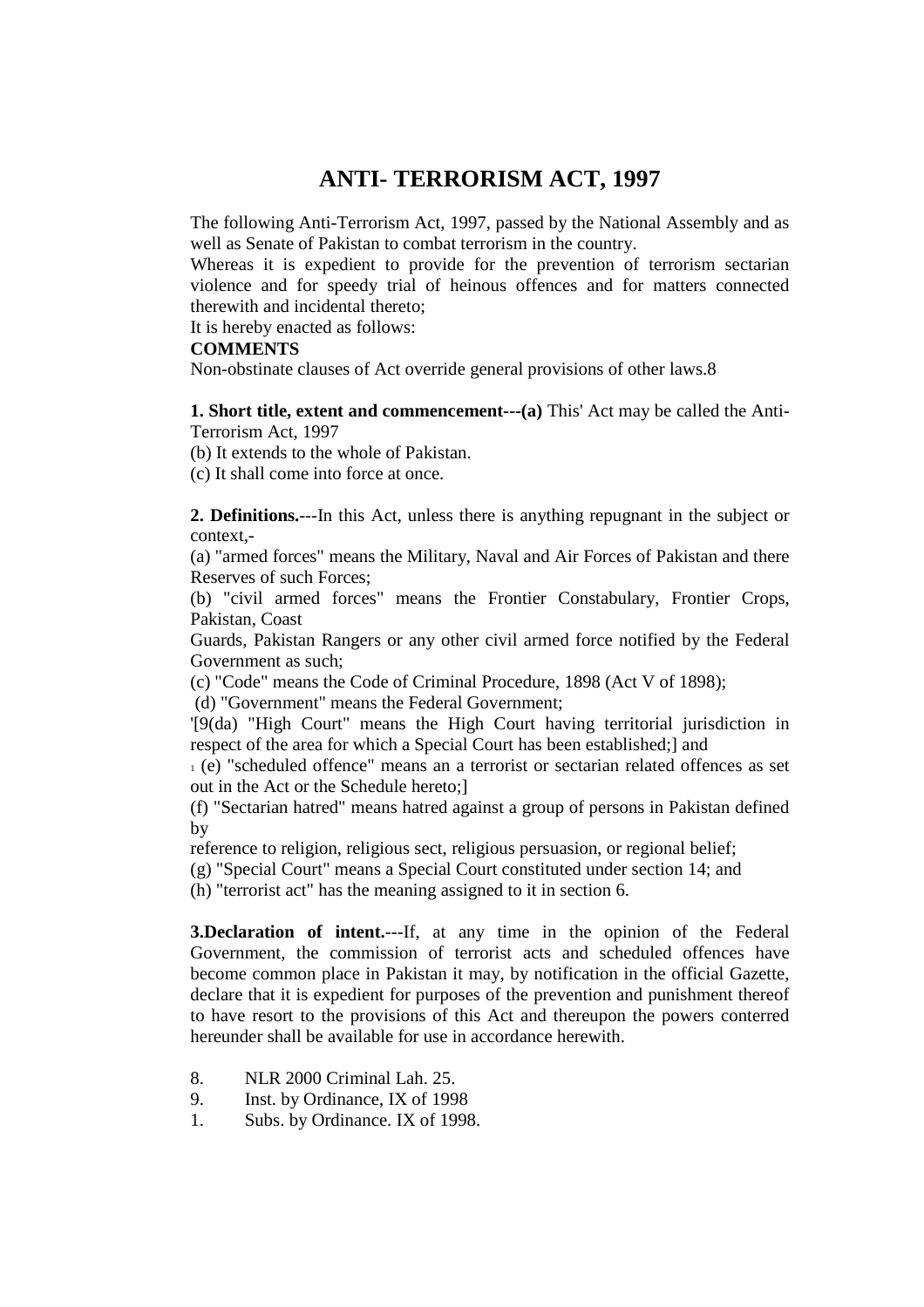# ANTI- TERRORISM ACT, 1997

The following Anti-Terrorism Act, 1997, passed by the National Assembly and as well as Senate of Pakistan to combat terrorism in the country.

Whereas it is expedient to provide for the prevention of terrorism sectarian violence and for speedy trial of heinous offences and for matters connected therewith and incidental thereto;

It is hereby enacted as follows:

**COMMENTS**

Non-obstinate clauses of Act override general provisions of other laws.8

**1. Short title, extent and commencement---(a)** This' Act may be called the Anti-Terrorism Act, 1997

(b) It extends to the whole of Pakistan.

(c) It shall come into force at once.

**2. Definitions.**---In this Act, unless there is anything repugnant in the subject or context,-

(a) "armed forces" means the Military, Naval and Air Forces of Pakistan and there Reserves of such Forces;

(b) "civil armed forces" means the Frontier Constabulary, Frontier Crops, Pakistan, Coast Guards, Pakistan Rangers or any other civil armed force notified by the Federal Government as such;

(c) "Code" means the Code of Criminal Procedure, 1898 (Act V of 1898);

(d) "Government" means the Federal Government;

'[9(da) "High Court" means the High Court having territorial jurisdiction in respect of the area for which a Special Court has been established;] and

[1] (e) "scheduled offence" means an a terrorist or sectarian related offences as set out in the Act or the Schedule hereto;]

(f) "Sectarian hatred" means hatred against a group of persons in Pakistan defined by reference to religion, religious sect, religious persuasion, or regional belief;

(g) "Special Court" means a Special Court constituted under section 14; and

(h) "terrorist act" has the meaning assigned to it in section 6.

**3.Declaration of intent.**---If, at any time in the opinion of the Federal Government, the commission of terrorist acts and scheduled offences have become common place in Pakistan it may, by notification in the official Gazette, declare that it is expedient for purposes of the prevention and punishment thereof to have resort to the provisions of this Act and thereupon the powers conterred hereunder shall be available for use in accordance herewith.

8. NLR 2000 Criminal Lah. 25.
9. Inst. by Ordinance, IX of 1998
1. Subs. by Ordinance. IX of 1998.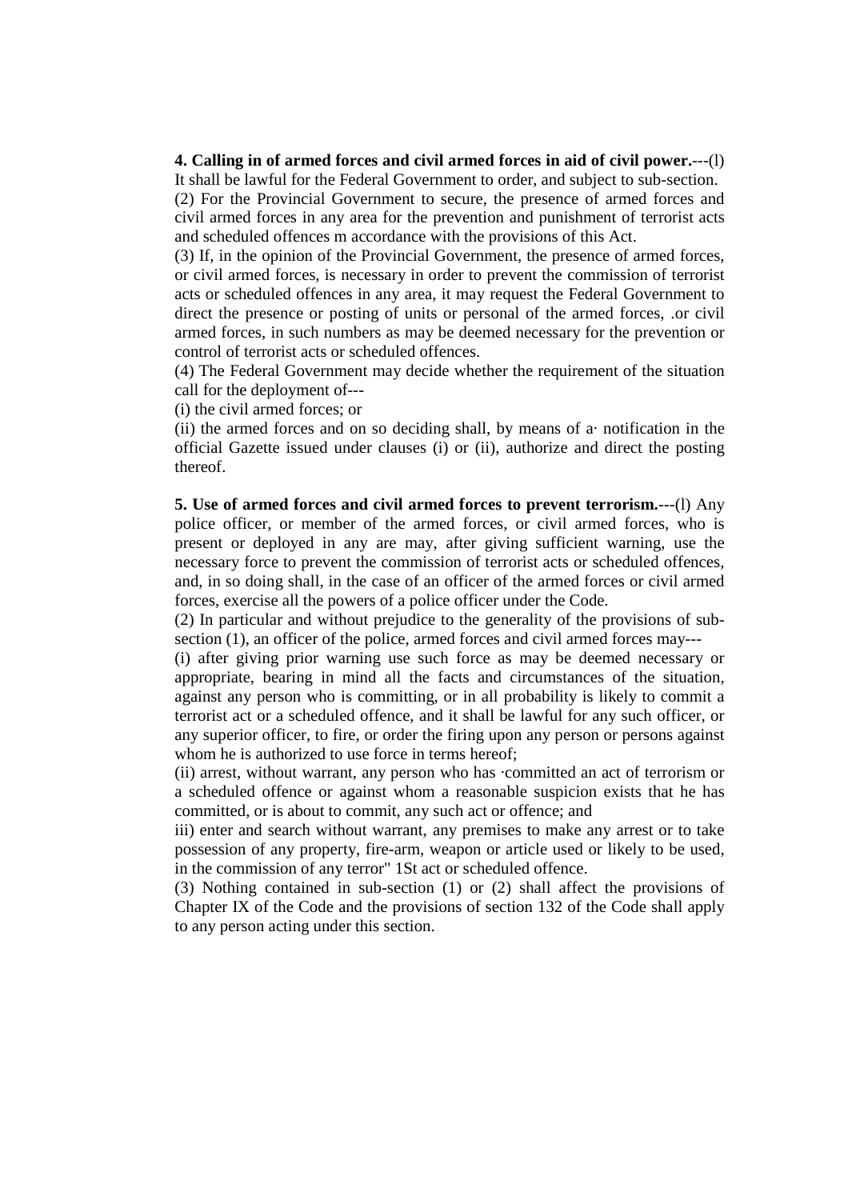**4. Calling in of armed forces and civil armed forces in aid of civil power.**---(l) It shall be lawful for the Federal Government to order, and subject to sub-section.

(2) For the Provincial Government to secure, the presence of armed forces and civil armed forces in any area for the prevention and punishment of terrorist acts and scheduled offences m accordance with the provisions of this Act.

(3) If, in the opinion of the Provincial Government, the presence of armed forces, or civil armed forces, is necessary in order to prevent the commission of terrorist acts or scheduled offences in any area, it may request the Federal Government to direct the presence or posting of units or personal of the armed forces, .or civil armed forces, in such numbers as may be deemed necessary for the prevention or control of terrorist acts or scheduled offences.

(4) The Federal Government may decide whether the requirement of the situation call for the deployment of---

(i) the civil armed forces; or

(ii) the armed forces and on so deciding shall, by means of a· notification in the official Gazette issued under clauses (i) or (ii), authorize and direct the posting thereof.

**5. Use of armed forces and civil armed forces to prevent terrorism.**---(l) Any police officer, or member of the armed forces, or civil armed forces, who is present or deployed in any are may, after giving sufficient warning, use the necessary force to prevent the commission of terrorist acts or scheduled offences, and, in so doing shall, in the case of an officer of the armed forces or civil armed forces, exercise all the powers of a police officer under the Code.

(2) In particular and without prejudice to the generality of the provisions of sub-section (1), an officer of the police, armed forces and civil armed forces may---

(i) after giving prior warning use such force as may be deemed necessary or appropriate, bearing in mind all the facts and circumstances of the situation, against any person who is committing, or in all probability is likely to commit a terrorist act or a scheduled offence, and it shall be lawful for any such officer, or any superior officer, to fire, or order the firing upon any person or persons against whom he is authorized to use force in terms hereof;

(ii) arrest, without warrant, any person who has ·committed an act of terrorism or a scheduled offence or against whom a reasonable suspicion exists that he has committed, or is about to commit, any such act or offence; and

iii) enter and search without warrant, any premises to make any arrest or to take possession of any property, fire-arm, weapon or article used or likely to be used, in the commission of any terror" 1St act or scheduled offence.

(3) Nothing contained in sub-section (1) or (2) shall affect the provisions of Chapter IX of the Code and the provisions of section 132 of the Code shall apply to any person acting under this section.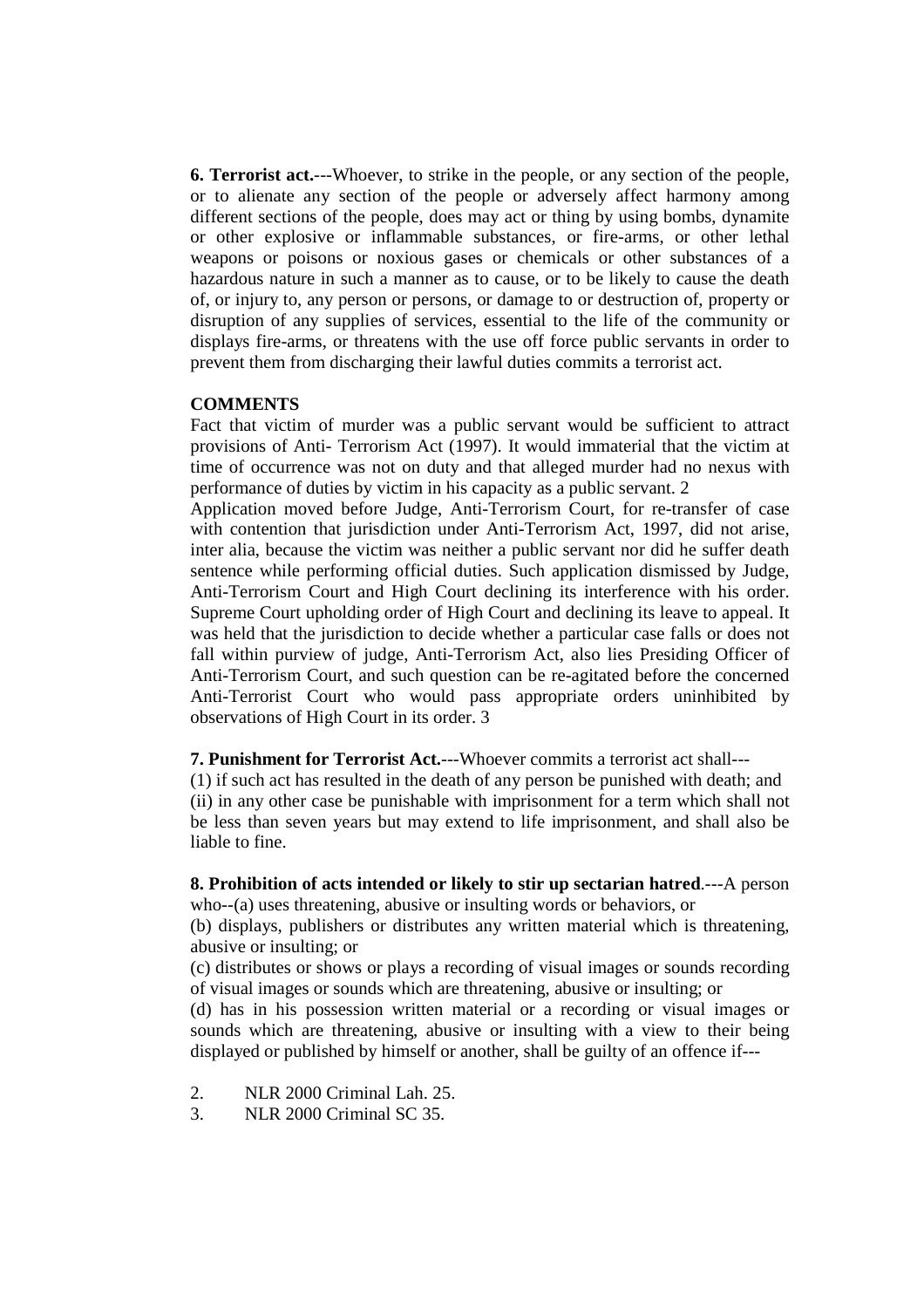**6. Terrorist act.**---Whoever, to strike in the people, or any section of the people, or to alienate any section of the people or adversely affect harmony among different sections of the people, does may act or thing by using bombs, dynamite or other explosive or inflammable substances, or fire-arms, or other lethal weapons or poisons or noxious gases or chemicals or other substances of a hazardous nature in such a manner as to cause, or to be likely to cause the death of, or injury to, any person or persons, or damage to or destruction of, property or disruption of any supplies of services, essential to the life of the community or displays fire-arms, or threatens with the use off force public servants in order to prevent them from discharging their lawful duties commits a terrorist act.

**COMMENTS**

Fact that victim of murder was a public servant would be sufficient to attract provisions of Anti- Terrorism Act (1997). It would immaterial that the victim at time of occurrence was not on duty and that alleged murder had no nexus with performance of duties by victim in his capacity as a public servant. 2

Application moved before Judge, Anti-Terrorism Court, for re-transfer of case with contention that jurisdiction under Anti-Terrorism Act, 1997, did not arise, inter alia, because the victim was neither a public servant nor did he suffer death sentence while performing official duties. Such application dismissed by Judge, Anti-Terrorism Court and High Court declining its interference with his order. Supreme Court upholding order of High Court and declining its leave to appeal. It was held that the jurisdiction to decide whether a particular case falls or does not fall within purview of judge, Anti-Terrorism Act, also lies Presiding Officer of Anti-Terrorism Court, and such question can be re-agitated before the concerned Anti-Terrorist Court who would pass appropriate orders uninhibited by observations of High Court in its order. 3

**7. Punishment for Terrorist Act.**---Whoever commits a terrorist act shall---

(1) if such act has resulted in the death of any person be punished with death; and

(ii) in any other case be punishable with imprisonment for a term which shall not be less than seven years but may extend to life imprisonment, and shall also be liable to fine.

**8. Prohibition of acts intended or likely to stir up sectarian hatred**.---A person who--(a) uses threatening, abusive or insulting words or behaviors, or

(b) displays, publishers or distributes any written material which is threatening, abusive or insulting; or

(c) distributes or shows or plays a recording of visual images or sounds recording of visual images or sounds which are threatening, abusive or insulting; or

(d) has in his possession written material or a recording or visual images or sounds which are threatening, abusive or insulting with a view to their being displayed or published by himself or another, shall be guilty of an offence if---

2. NLR 2000 Criminal Lah. 25.
3. NLR 2000 Criminal SC 35.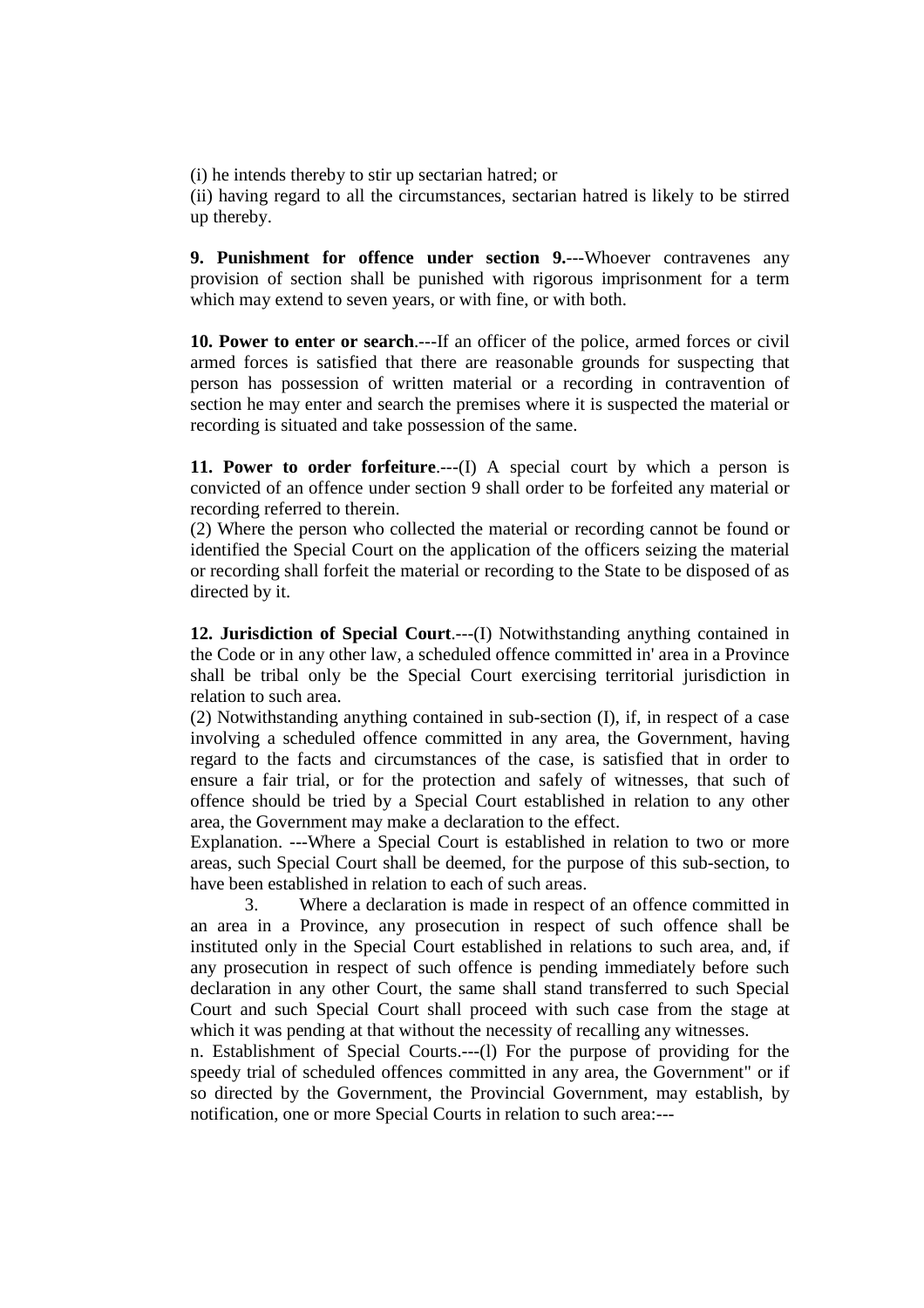(i) he intends thereby to stir up sectarian hatred; or

(ii) having regard to all the circumstances, sectarian hatred is likely to be stirred up thereby.

**9. Punishment for offence under section 9.**---Whoever contravenes any provision of section shall be punished with rigorous imprisonment for a term which may extend to seven years, or with fine, or with both.

**10. Power to enter or search**.---If an officer of the police, armed forces or civil armed forces is satisfied that there are reasonable grounds for suspecting that person has possession of written material or a recording in contravention of section he may enter and search the premises where it is suspected the material or recording is situated and take possession of the same.

**11. Power to order forfeiture**.---(I) A special court by which a person is convicted of an offence under section 9 shall order to be forfeited any material or recording referred to therein.

(2) Where the person who collected the material or recording cannot be found or identified the Special Court on the application of the officers seizing the material or recording shall forfeit the material or recording to the State to be disposed of as directed by it.

**12. Jurisdiction of Special Court**.---(I) Notwithstanding anything contained in the Code or in any other law, a scheduled offence committed in' area in a Province shall be tribal only be the Special Court exercising territorial jurisdiction in relation to such area.

(2) Notwithstanding anything contained in sub-section (I), if, in respect of a case involving a scheduled offence committed in any area, the Government, having regard to the facts and circumstances of the case, is satisfied that in order to ensure a fair trial, or for the protection and safely of witnesses, that such of offence should be tried by a Special Court established in relation to any other area, the Government may make a declaration to the effect.

Explanation. ---Where a Special Court is established in relation to two or more areas, such Special Court shall be deemed, for the purpose of this sub-section, to have been established in relation to each of such areas.

3. Where a declaration is made in respect of an offence committed in an area in a Province, any prosecution in respect of such offence shall be instituted only in the Special Court established in relations to such area, and, if any prosecution in respect of such offence is pending immediately before such declaration in any other Court, the same shall stand transferred to such Special Court and such Special Court shall proceed with such case from the stage at which it was pending at that without the necessity of recalling any witnesses.

n. Establishment of Special Courts.---(l) For the purpose of providing for the speedy trial of scheduled offences committed in any area, the Government" or if so directed by the Government, the Provincial Government, may establish, by notification, one or more Special Courts in relation to such area:---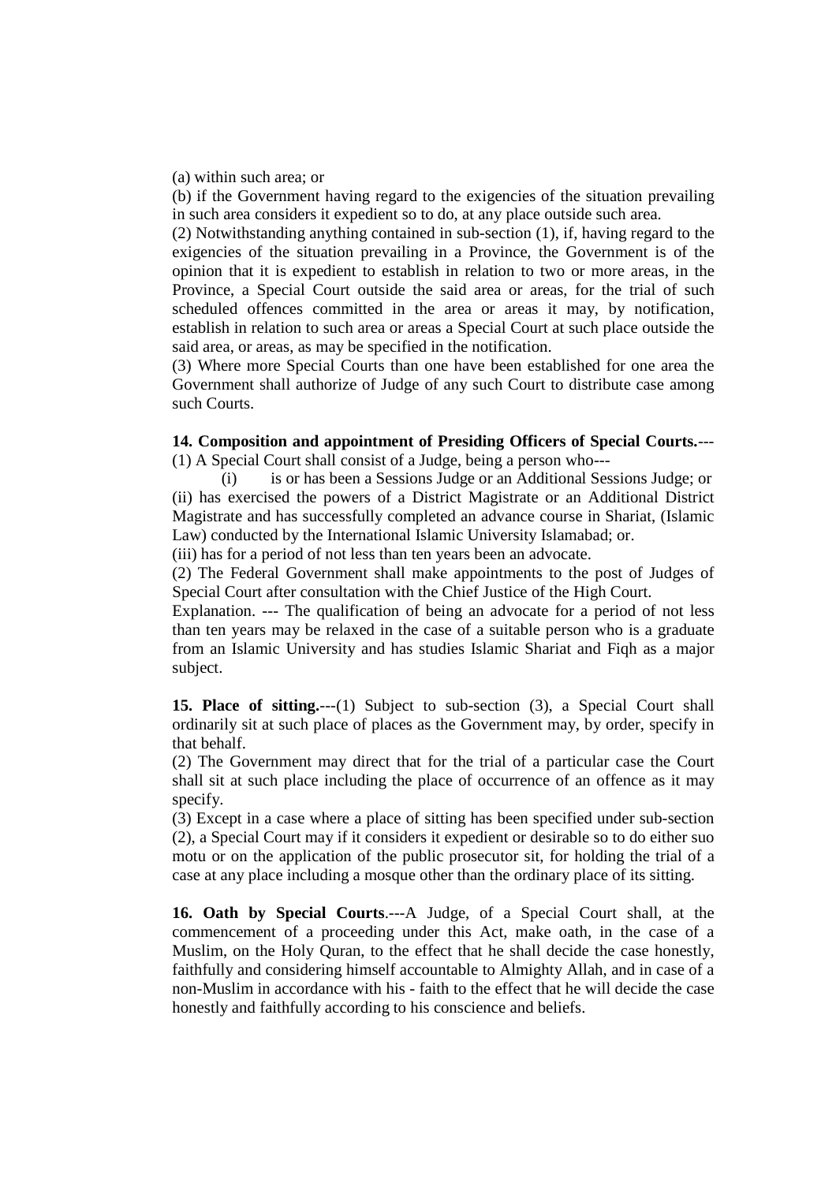(a) within such area; or

(b) if the Government having regard to the exigencies of the situation prevailing in such area considers it expedient so to do, at any place outside such area.

(2) Notwithstanding anything contained in sub-section (1), if, having regard to the exigencies of the situation prevailing in a Province, the Government is of the opinion that it is expedient to establish in relation to two or more areas, in the Province, a Special Court outside the said area or areas, for the trial of such scheduled offences committed in the area or areas it may, by notification, establish in relation to such area or areas a Special Court at such place outside the said area, or areas, as may be specified in the notification.

(3) Where more Special Courts than one have been established for one area the Government shall authorize of Judge of any such Court to distribute case among such Courts.

**14. Composition and appointment of Presiding Officers of Special Courts.**---(1) A Special Court shall consist of a Judge, being a person who---

(i) is or has been a Sessions Judge or an Additional Sessions Judge; or

(ii) has exercised the powers of a District Magistrate or an Additional District Magistrate and has successfully completed an advance course in Shariat, (Islamic Law) conducted by the International Islamic University Islamabad; or.

(iii) has for a period of not less than ten years been an advocate.

(2) The Federal Government shall make appointments to the post of Judges of Special Court after consultation with the Chief Justice of the High Court.

Explanation. --- The qualification of being an advocate for a period of not less than ten years may be relaxed in the case of a suitable person who is a graduate from an Islamic University and has studies Islamic Shariat and Fiqh as a major subject.

**15. Place of sitting.**---(1) Subject to sub-section (3), a Special Court shall ordinarily sit at such place of places as the Government may, by order, specify in that behalf.

(2) The Government may direct that for the trial of a particular case the Court shall sit at such place including the place of occurrence of an offence as it may specify.

(3) Except in a case where a place of sitting has been specified under sub-section (2), a Special Court may if it considers it expedient or desirable so to do either suo motu or on the application of the public prosecutor sit, for holding the trial of a case at any place including a mosque other than the ordinary place of its sitting.

**16. Oath by Special Courts**.---A Judge, of a Special Court shall, at the commencement of a proceeding under this Act, make oath, in the case of a Muslim, on the Holy Quran, to the effect that he shall decide the case honestly, faithfully and considering himself accountable to Almighty Allah, and in case of a non-Muslim in accordance with his - faith to the effect that he will decide the case honestly and faithfully according to his conscience and beliefs.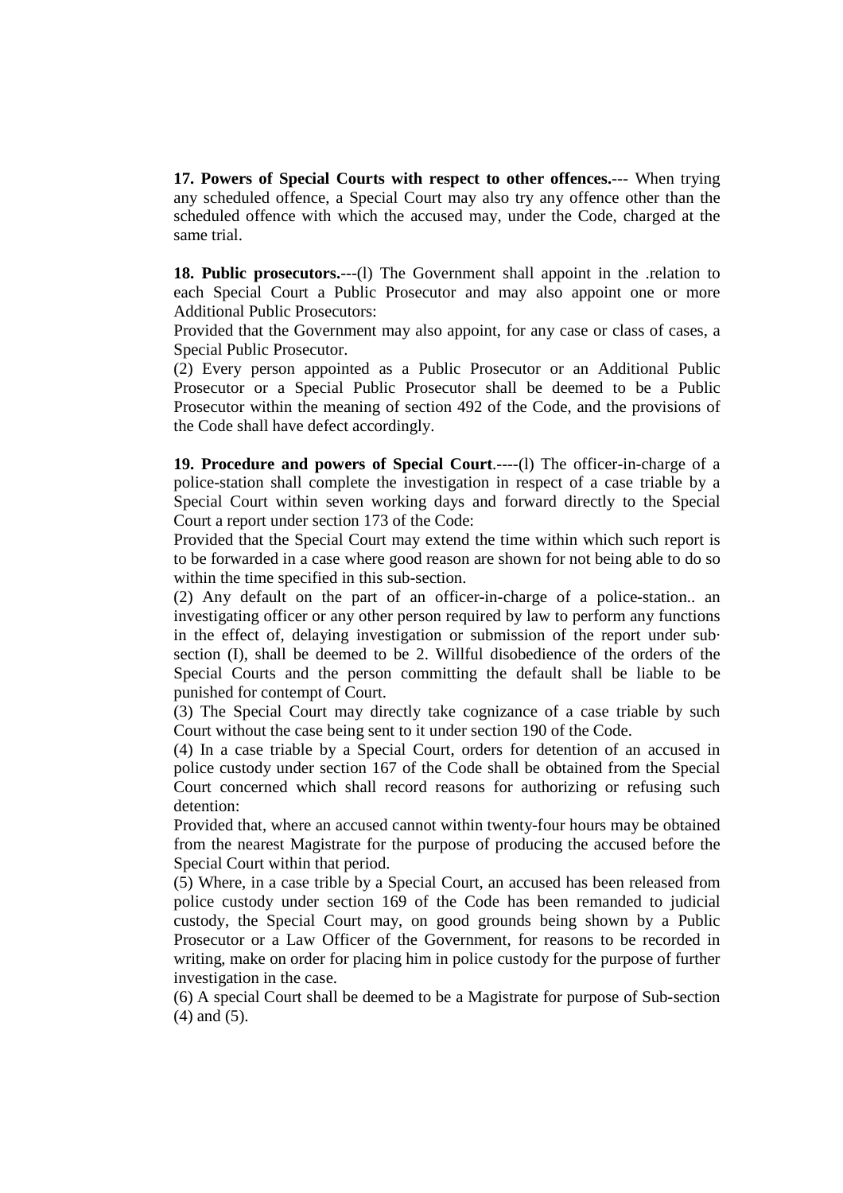**17. Powers of Special Courts with respect to other offences.**--- When trying any scheduled offence, a Special Court may also try any offence other than the scheduled offence with which the accused may, under the Code, charged at the same trial.

**18. Public prosecutors.**---(l) The Government shall appoint in the .relation to each Special Court a Public Prosecutor and may also appoint one or more Additional Public Prosecutors:

Provided that the Government may also appoint, for any case or class of cases, a Special Public Prosecutor.

(2) Every person appointed as a Public Prosecutor or an Additional Public Prosecutor or a Special Public Prosecutor shall be deemed to be a Public Prosecutor within the meaning of section 492 of the Code, and the provisions of the Code shall have defect accordingly.

**19. Procedure and powers of Special Court**.----(l) The officer-in-charge of a police-station shall complete the investigation in respect of a case triable by a Special Court within seven working days and forward directly to the Special Court a report under section 173 of the Code:

Provided that the Special Court may extend the time within which such report is to be forwarded in a case where good reason are shown for not being able to do so within the time specified in this sub-section.

(2) Any default on the part of an officer-in-charge of a police-station.. an investigating officer or any other person required by law to perform any functions in the effect of, delaying investigation or submission of the report under sub· section (I), shall be deemed to be 2. Willful disobedience of the orders of the Special Courts and the person committing the default shall be liable to be punished for contempt of Court.

(3) The Special Court may directly take cognizance of a case triable by such Court without the case being sent to it under section 190 of the Code.

(4) In a case triable by a Special Court, orders for detention of an accused in police custody under section 167 of the Code shall be obtained from the Special Court concerned which shall record reasons for authorizing or refusing such detention:

Provided that, where an accused cannot within twenty-four hours may be obtained from the nearest Magistrate for the purpose of producing the accused before the Special Court within that period.

(5) Where, in a case trible by a Special Court, an accused has been released from police custody under section 169 of the Code has been remanded to judicial custody, the Special Court may, on good grounds being shown by a Public Prosecutor or a Law Officer of the Government, for reasons to be recorded in writing, make on order for placing him in police custody for the purpose of further investigation in the case.

(6) A special Court shall be deemed to be a Magistrate for purpose of Sub-section (4) and (5).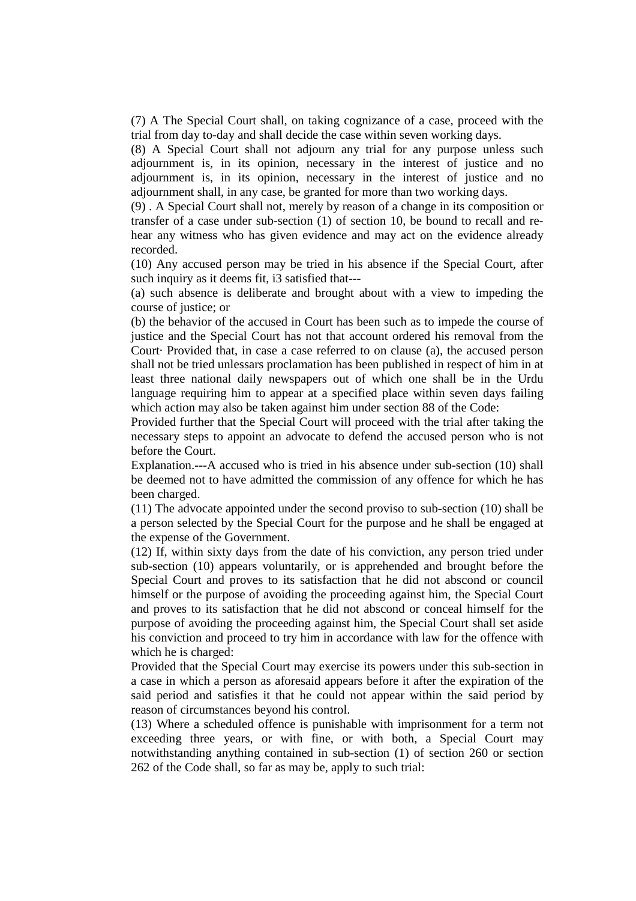(7) A The Special Court shall, on taking cognizance of a case, proceed with the trial from day to-day and shall decide the case within seven working days.

(8) A Special Court shall not adjourn any trial for any purpose unless such adjournment is, in its opinion, necessary in the interest of justice and no adjournment is, in its opinion, necessary in the interest of justice and no adjournment shall, in any case, be granted for more than two working days.

(9) . A Special Court shall not, merely by reason of a change in its composition or transfer of a case under sub-section (1) of section 10, be bound to recall and re-hear any witness who has given evidence and may act on the evidence already recorded.

(10) Any accused person may be tried in his absence if the Special Court, after such inquiry as it deems fit, i3 satisfied that---

(a) such absence is deliberate and brought about with a view to impeding the course of justice; or

(b) the behavior of the accused in Court has been such as to impede the course of justice and the Special Court has not that account ordered his removal from the Court· Provided that, in case a case referred to on clause (a), the accused person shall not be tried unlessars proclamation has been published in respect of him in at least three national daily newspapers out of which one shall be in the Urdu language requiring him to appear at a specified place within seven days failing which action may also be taken against him under section 88 of the Code:

Provided further that the Special Court will proceed with the trial after taking the necessary steps to appoint an advocate to defend the accused person who is not before the Court.

Explanation.---A accused who is tried in his absence under sub-section (10) shall be deemed not to have admitted the commission of any offence for which he has been charged.

(11) The advocate appointed under the second proviso to sub-section (10) shall be a person selected by the Special Court for the purpose and he shall be engaged at the expense of the Government.

(12) If, within sixty days from the date of his conviction, any person tried under sub-section (10) appears voluntarily, or is apprehended and brought before the Special Court and proves to its satisfaction that he did not abscond or council himself or the purpose of avoiding the proceeding against him, the Special Court and proves to its satisfaction that he did not abscond or conceal himself for the purpose of avoiding the proceeding against him, the Special Court shall set aside his conviction and proceed to try him in accordance with law for the offence with which he is charged:

Provided that the Special Court may exercise its powers under this sub-section in a case in which a person as aforesaid appears before it after the expiration of the said period and satisfies it that he could not appear within the said period by reason of circumstances beyond his control.

(13) Where a scheduled offence is punishable with imprisonment for a term not exceeding three years, or with fine, or with both, a Special Court may notwithstanding anything contained in sub-section (1) of section 260 or section 262 of the Code shall, so far as may be, apply to such trial: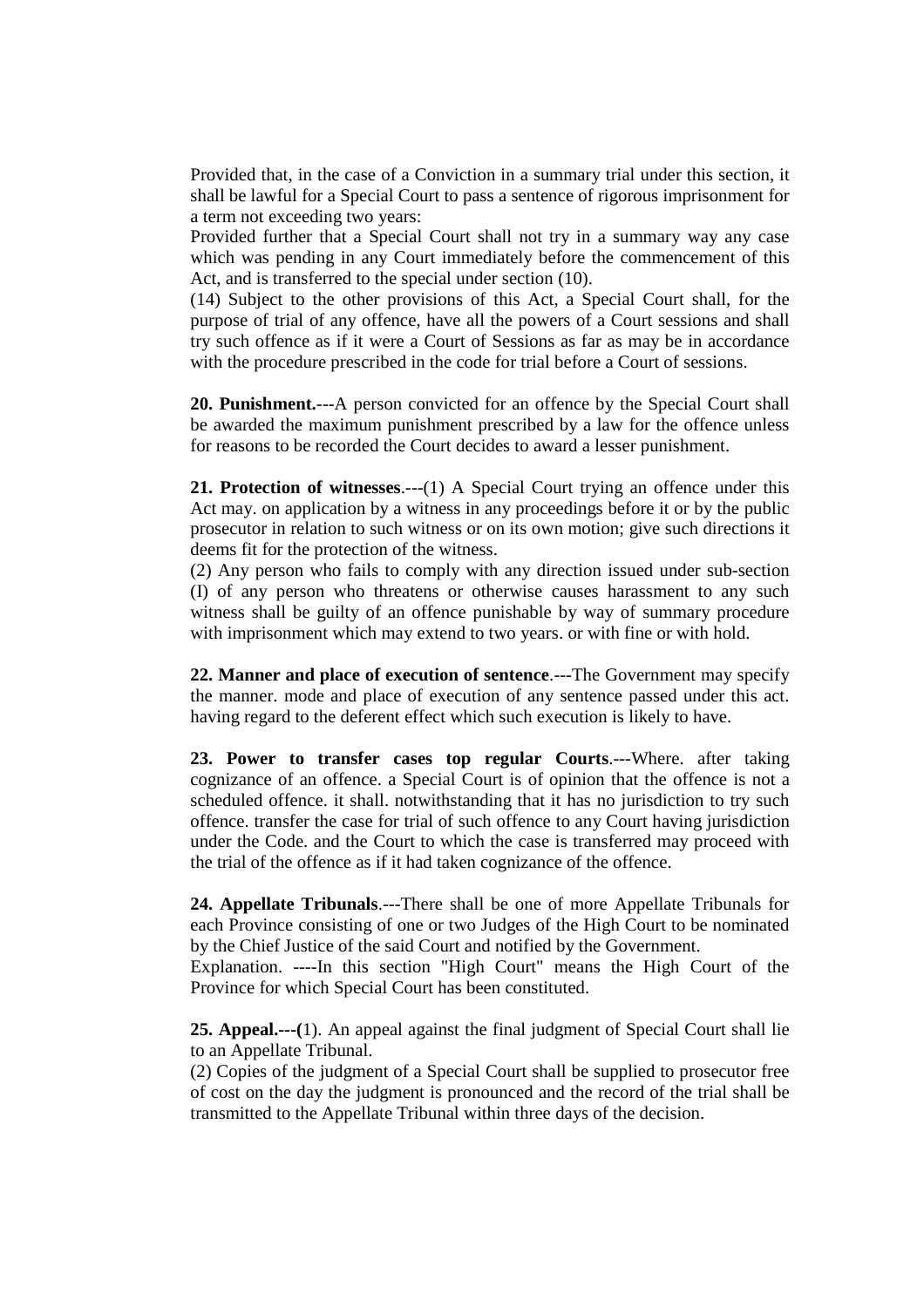Provided that, in the case of a Conviction in a summary trial under this section, it shall be lawful for a Special Court to pass a sentence of rigorous imprisonment for a term not exceeding two years:

Provided further that a Special Court shall not try in a summary way any case which was pending in any Court immediately before the commencement of this Act, and is transferred to the special under section (10).

(14) Subject to the other provisions of this Act, a Special Court shall, for the purpose of trial of any offence, have all the powers of a Court sessions and shall try such offence as if it were a Court of Sessions as far as may be in accordance with the procedure prescribed in the code for trial before a Court of sessions.

**20. Punishment.**---A person convicted for an offence by the Special Court shall be awarded the maximum punishment prescribed by a law for the offence unless for reasons to be recorded the Court decides to award a lesser punishment.

**21. Protection of witnesses**.---(1) A Special Court trying an offence under this Act may. on application by a witness in any proceedings before it or by the public prosecutor in relation to such witness or on its own motion; give such directions it deems fit for the protection of the witness.

(2) Any person who fails to comply with any direction issued under sub-section (I) of any person who threatens or otherwise causes harassment to any such witness shall be guilty of an offence punishable by way of summary procedure with imprisonment which may extend to two years. or with fine or with hold.

**22. Manner and place of execution of sentence**.---The Government may specify the manner. mode and place of execution of any sentence passed under this act. having regard to the deferent effect which such execution is likely to have.

**23. Power to transfer cases top regular Courts**.---Where. after taking cognizance of an offence. a Special Court is of opinion that the offence is not a scheduled offence. it shall. notwithstanding that it has no jurisdiction to try such offence. transfer the case for trial of such offence to any Court having jurisdiction under the Code. and the Court to which the case is transferred may proceed with the trial of the offence as if it had taken cognizance of the offence.

**24. Appellate Tribunals**.---There shall be one of more Appellate Tribunals for each Province consisting of one or two Judges of the High Court to be nominated by the Chief Justice of the said Court and notified by the Government.

Explanation. ----In this section "High Court" means the High Court of the Province for which Special Court has been constituted.

**25. Appeal.---(**1). An appeal against the final judgment of Special Court shall lie to an Appellate Tribunal.

(2) Copies of the judgment of a Special Court shall be supplied to prosecutor free of cost on the day the judgment is pronounced and the record of the trial shall be transmitted to the Appellate Tribunal within three days of the decision.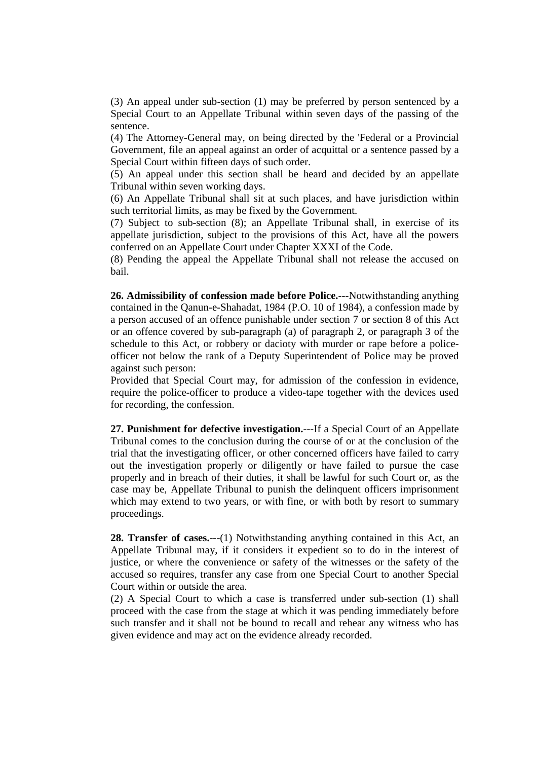(3) An appeal under sub-section (1) may be preferred by person sentenced by a Special Court to an Appellate Tribunal within seven days of the passing of the sentence.

(4) The Attorney-General may, on being directed by the 'Federal or a Provincial Government, file an appeal against an order of acquittal or a sentence passed by a Special Court within fifteen days of such order.

(5) An appeal under this section shall be heard and decided by an appellate Tribunal within seven working days.

(6) An Appellate Tribunal shall sit at such places, and have jurisdiction within such territorial limits, as may be fixed by the Government.

(7) Subject to sub-section (8); an Appellate Tribunal shall, in exercise of its appellate jurisdiction, subject to the provisions of this Act, have all the powers conferred on an Appellate Court under Chapter XXXI of the Code.

(8) Pending the appeal the Appellate Tribunal shall not release the accused on bail.

**26. Admissibility of confession made before Police.**---Notwithstanding anything contained in the Qanun-e-Shahadat, 1984 (P.O. 10 of 1984), a confession made by a person accused of an offence punishable under section 7 or section 8 of this Act or an offence covered by sub-paragraph (a) of paragraph 2, or paragraph 3 of the schedule to this Act, or robbery or dacioty with murder or rape before a police-officer not below the rank of a Deputy Superintendent of Police may be proved against such person:

Provided that Special Court may, for admission of the confession in evidence, require the police-officer to produce a video-tape together with the devices used for recording, the confession.

**27. Punishment for defective investigation.**---If a Special Court of an Appellate Tribunal comes to the conclusion during the course of or at the conclusion of the trial that the investigating officer, or other concerned officers have failed to carry out the investigation properly or diligently or have failed to pursue the case properly and in breach of their duties, it shall be lawful for such Court or, as the case may be, Appellate Tribunal to punish the delinquent officers imprisonment which may extend to two years, or with fine, or with both by resort to summary proceedings.

**28. Transfer of cases.**---(1) Notwithstanding anything contained in this Act, an Appellate Tribunal may, if it considers it expedient so to do in the interest of justice, or where the convenience or safety of the witnesses or the safety of the accused so requires, transfer any case from one Special Court to another Special Court within or outside the area.

(2) A Special Court to which a case is transferred under sub-section (1) shall proceed with the case from the stage at which it was pending immediately before such transfer and it shall not be bound to recall and rehear any witness who has given evidence and may act on the evidence already recorded.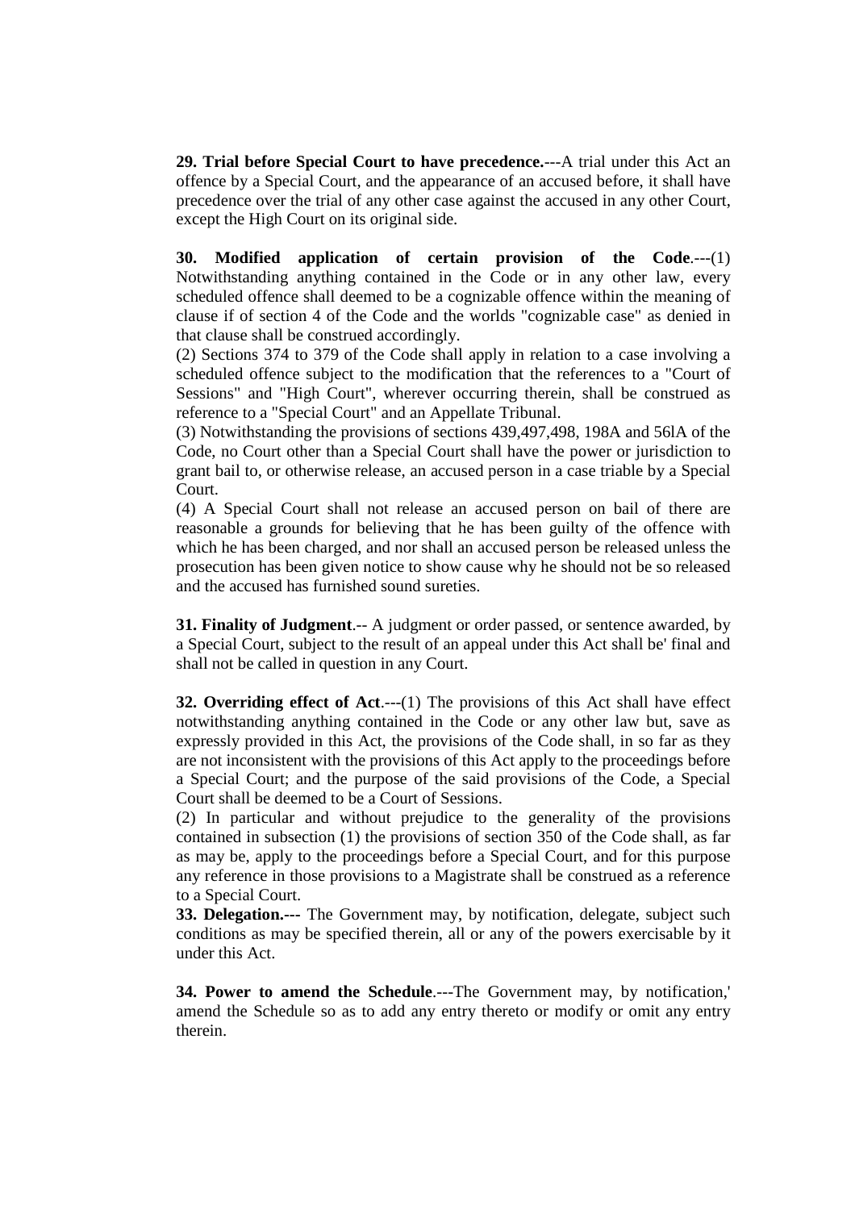**29. Trial before Special Court to have precedence.**---A trial under this Act an offence by a Special Court, and the appearance of an accused before, it shall have precedence over the trial of any other case against the accused in any other Court, except the High Court on its original side.

**30. Modified application of certain provision of the Code**.---(1) Notwithstanding anything contained in the Code or in any other law, every scheduled offence shall deemed to be a cognizable offence within the meaning of clause if of section 4 of the Code and the worlds "cognizable case" as denied in that clause shall be construed accordingly.

(2) Sections 374 to 379 of the Code shall apply in relation to a case involving a scheduled offence subject to the modification that the references to a "Court of Sessions" and "High Court", wherever occurring therein, shall be construed as reference to a "Special Court" and an Appellate Tribunal.

(3) Notwithstanding the provisions of sections 439,497,498, 198A and 56lA of the Code, no Court other than a Special Court shall have the power or jurisdiction to grant bail to, or otherwise release, an accused person in a case triable by a Special Court.

(4) A Special Court shall not release an accused person on bail of there are reasonable a grounds for believing that he has been guilty of the offence with which he has been charged, and nor shall an accused person be released unless the prosecution has been given notice to show cause why he should not be so released and the accused has furnished sound sureties.

**31. Finality of Judgment**.-- A judgment or order passed, or sentence awarded, by a Special Court, subject to the result of an appeal under this Act shall be' final and shall not be called in question in any Court.

**32. Overriding effect of Act**.---(1) The provisions of this Act shall have effect notwithstanding anything contained in the Code or any other law but, save as expressly provided in this Act, the provisions of the Code shall, in so far as they are not inconsistent with the provisions of this Act apply to the proceedings before a Special Court; and the purpose of the said provisions of the Code, a Special Court shall be deemed to be a Court of Sessions.

(2) In particular and without prejudice to the generality of the provisions contained in subsection (1) the provisions of section 350 of the Code shall, as far as may be, apply to the proceedings before a Special Court, and for this purpose any reference in those provisions to a Magistrate shall be construed as a reference to a Special Court.

**33. Delegation.---** The Government may, by notification, delegate, subject such conditions as may be specified therein, all or any of the powers exercisable by it under this Act.

**34. Power to amend the Schedule**.---The Government may, by notification,' amend the Schedule so as to add any entry thereto or modify or omit any entry therein.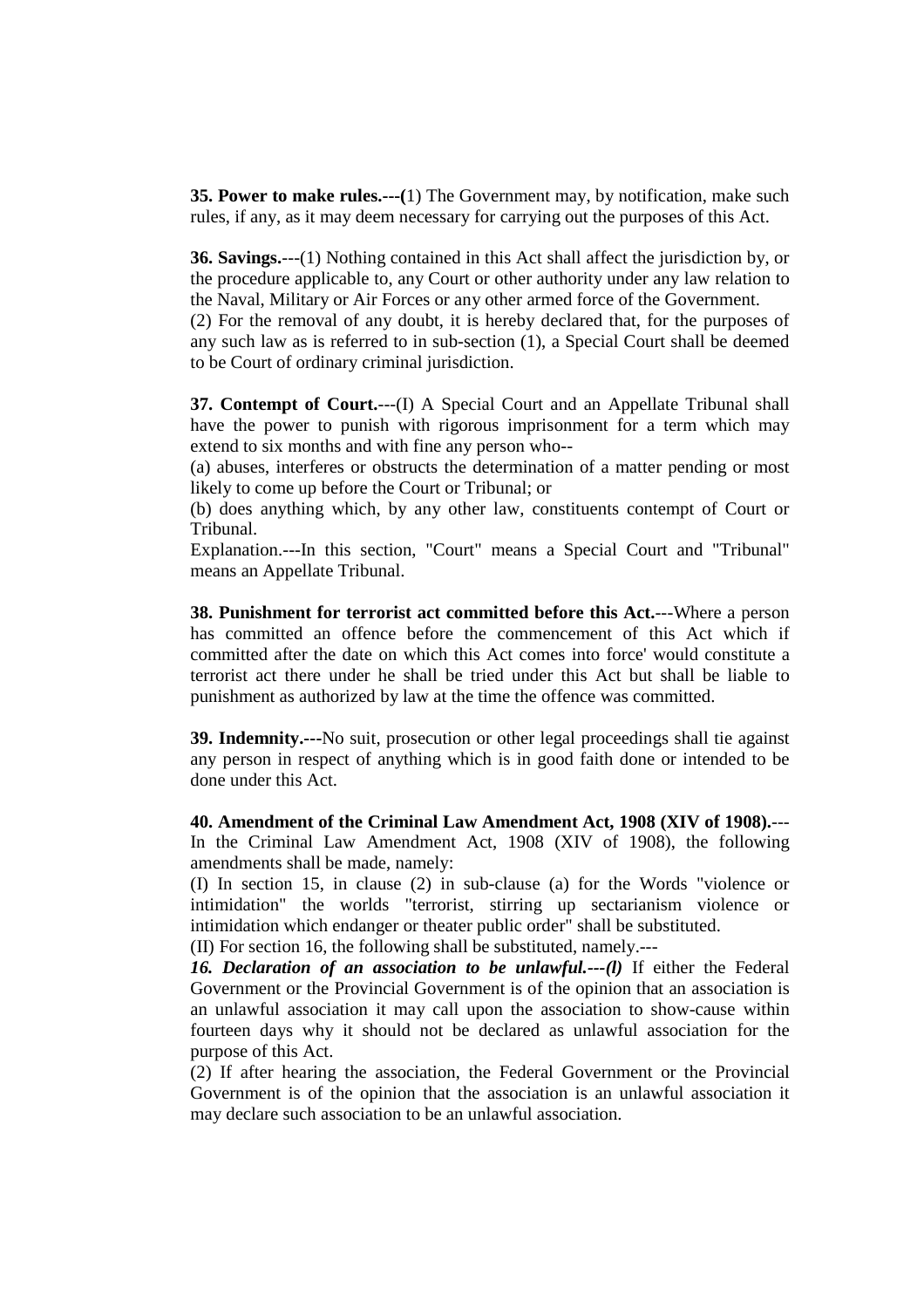**35. Power to make rules.---(**1) The Government may, by notification, make such rules, if any, as it may deem necessary for carrying out the purposes of this Act.

**36. Savings.**---(1) Nothing contained in this Act shall affect the jurisdiction by, or the procedure applicable to, any Court or other authority under any law relation to the Naval, Military or Air Forces or any other armed force of the Government.
(2) For the removal of any doubt, it is hereby declared that, for the purposes of any such law as is referred to in sub-section (1), a Special Court shall be deemed to be Court of ordinary criminal jurisdiction.

**37. Contempt of Court.**---(I) A Special Court and an Appellate Tribunal shall have the power to punish with rigorous imprisonment for a term which may extend to six months and with fine any person who--
(a) abuses, interferes or obstructs the determination of a matter pending or most likely to come up before the Court or Tribunal; or
(b) does anything which, by any other law, constituents contempt of Court or Tribunal.
Explanation.---In this section, "Court" means a Special Court and "Tribunal" means an Appellate Tribunal.

**38. Punishment for terrorist act committed before this Act.**---Where a person has committed an offence before the commencement of this Act which if committed after the date on which this Act comes into force' would constitute a terrorist act there under he shall be tried under this Act but shall be liable to punishment as authorized by law at the time the offence was committed.

**39. Indemnity.---**No suit, prosecution or other legal proceedings shall tie against any person in respect of anything which is in good faith done or intended to be done under this Act.

**40. Amendment of the Criminal Law Amendment Act, 1908 (XIV of 1908).**---
In the Criminal Law Amendment Act, 1908 (XIV of 1908), the following amendments shall be made, namely:
(I) In section 15, in clause (2) in sub-clause (a) for the Words "violence or intimidation" the worlds "terrorist, stirring up sectarianism violence or intimidation which endanger or theater public order" shall be substituted.
(II) For section 16, the following shall be substituted, namely.---
***16. Declaration of an association to be unlawful.---(l)*** If either the Federal Government or the Provincial Government is of the opinion that an association is an unlawful association it may call upon the association to show-cause within fourteen days why it should not be declared as unlawful association for the purpose of this Act.
(2) If after hearing the association, the Federal Government or the Provincial Government is of the opinion that the association is an unlawful association it may declare such association to be an unlawful association.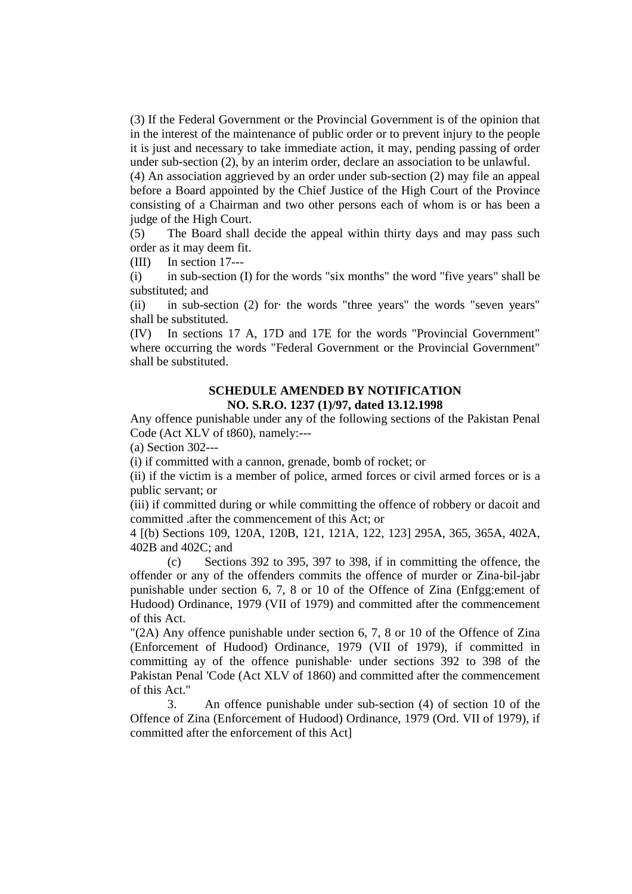(3) If the Federal Government or the Provincial Government is of the opinion that in the interest of the maintenance of public order or to prevent injury to the people it is just and necessary to take immediate action, it may, pending passing of order under sub-section (2), by an interim order, declare an association to be unlawful.

(4) An association aggrieved by an order under sub-section (2) may file an appeal before a Board appointed by the Chief Justice of the High Court of the Province consisting of a Chairman and two other persons each of whom is or has been a judge of the High Court.

(5) The Board shall decide the appeal within thirty days and may pass such order as it may deem fit.

(III) In section 17---

(i) in sub-section (I) for the words "six months" the word "five years" shall be substituted; and

(ii) in sub-section (2) for· the words "three years" the words "seven years" shall be substituted.

(IV) In sections 17 A, 17D and 17E for the words "Provincial Government" where occurring the words "Federal Government or the Provincial Government" shall be substituted.

**SCHEDULE AMENDED BY NOTIFICATION NO. S.R.O. 1237 (1)/97, dated 13.12.1998**

Any offence punishable under any of the following sections of the Pakistan Penal Code (Act XLV of t860), namely:---

(a) Section 302---

(i) if committed with a cannon, grenade, bomb of rocket; or

(ii) if the victim is a member of police, armed forces or civil armed forces or is a public servant; or

(iii) if committed during or while committing the offence of robbery or dacoit and committed .after the commencement of this Act; or

4 [(b) Sections 109, 120A, 120B, 121, 121A, 122, 123] 295A, 365, 365A, 402A, 402B and 402C; and

(c) Sections 392 to 395, 397 to 398, if in committing the offence, the offender or any of the offenders commits the offence of murder or Zina-bil-jabr punishable under section 6, 7, 8 or 10 of the Offence of Zina (Enfgg:ement of Hudood) Ordinance, 1979 (VII of 1979) and committed after the commencement of this Act.

"(2A) Any offence punishable under section 6, 7, 8 or 10 of the Offence of Zina (Enforcement of Hudood) Ordinance, 1979 (VII of 1979), if committed in committing ay of the offence punishable· under sections 392 to 398 of the Pakistan Penal 'Code (Act XLV of 1860) and committed after the commencement of this Act."

3. An offence punishable under sub-section (4) of section 10 of the Offence of Zina (Enforcement of Hudood) Ordinance, 1979 (Ord. VII of 1979), if committed after the enforcement of this Act]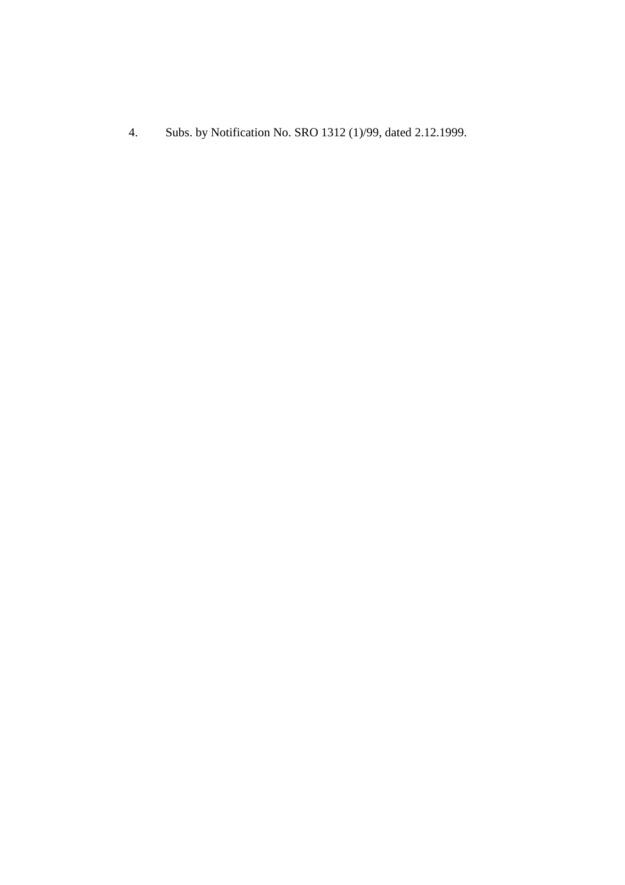4. Subs. by Notification No. SRO 1312 (1)/99, dated 2.12.1999.